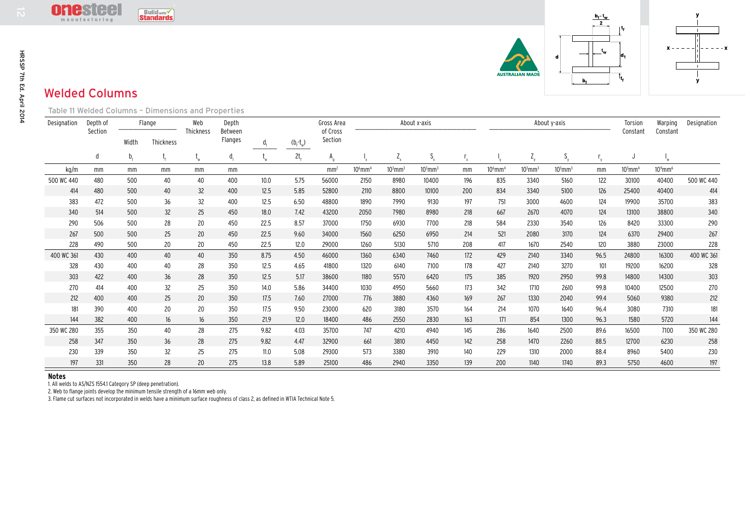## Welded Columns

Table 11 Welded Columns – Dimensions and Properties

| Designation | Depth of Section | Flange | | Web Thickness | Depth Between Flanges | | | Gross Area of Cross Section | About x-axis | | | | About y-axis | | | | Torsion Constant | Warping Constant | Designation |
|---|---|---|---|---|---|---|---|---|---|---|---|---|---|---|---|---|---|---|---|
| | | Width | Thickness | | | $d_1$ | $(b_f - t_w)$ | | | | | | | | | | | | |
| | $d$ | $b_f$ | $t_f$ | $t_w$ | $d_1$ | $t_w$ | $2t_f$ | $A_g$ | $I_x$ | $Z_x$ | $S_x$ | $r_x$ | $I_y$ | $Z_y$ | $S_y$ | $r_y$ | $J$ | $I_w$ | |
| kg/m | mm | mm | mm | mm | mm | | | mm² | 10⁶mm⁴ | 10³mm³ | 10³mm³ | mm | 10⁶mm⁴ | 10³mm³ | 10³mm³ | mm | 10³mm⁴ | 10⁹mm⁶ | |
| 500 WC 440 | 480 | 500 | 40 | 40 | 400 | 10.0 | 5.75 | 56000 | 2150 | 8980 | 10400 | 196 | 835 | 3340 | 5160 | 122 | 30100 | 40400 | 500 WC 440 |
| 414 | 480 | 500 | 40 | 32 | 400 | 12.5 | 5.85 | 52800 | 2110 | 8800 | 10100 | 200 | 834 | 3340 | 5100 | 126 | 25400 | 40400 | 414 |
| 383 | 472 | 500 | 36 | 32 | 400 | 12.5 | 6.50 | 48800 | 1890 | 7990 | 9130 | 197 | 751 | 3000 | 4600 | 124 | 19900 | 35700 | 383 |
| 340 | 514 | 500 | 32 | 25 | 450 | 18.0 | 7.42 | 43200 | 2050 | 7980 | 8980 | 218 | 667 | 2670 | 4070 | 124 | 13100 | 38800 | 340 |
| 290 | 506 | 500 | 28 | 20 | 450 | 22.5 | 8.57 | 37000 | 1750 | 6930 | 7700 | 218 | 584 | 2330 | 3540 | 126 | 8420 | 33300 | 290 |
| 267 | 500 | 500 | 25 | 20 | 450 | 22.5 | 9.60 | 34000 | 1560 | 6250 | 6950 | 214 | 521 | 2080 | 3170 | 124 | 6370 | 29400 | 267 |
| 228 | 490 | 500 | 20 | 20 | 450 | 22.5 | 12.0 | 29000 | 1260 | 5130 | 5710 | 208 | 417 | 1670 | 2540 | 120 | 3880 | 23000 | 228 |
| 400 WC 361 | 430 | 400 | 40 | 40 | 350 | 8.75 | 4.50 | 46000 | 1360 | 6340 | 7460 | 172 | 429 | 2140 | 3340 | 96.5 | 24800 | 16300 | 400 WC 361 |
| 328 | 430 | 400 | 40 | 28 | 350 | 12.5 | 4.65 | 41800 | 1320 | 6140 | 7100 | 178 | 427 | 2140 | 3270 | 101 | 19200 | 16200 | 328 |
| 303 | 422 | 400 | 36 | 28 | 350 | 12.5 | 5.17 | 38600 | 1180 | 5570 | 6420 | 175 | 385 | 1920 | 2950 | 99.8 | 14800 | 14300 | 303 |
| 270 | 414 | 400 | 32 | 25 | 350 | 14.0 | 5.86 | 34400 | 1030 | 4950 | 5660 | 173 | 342 | 1710 | 2610 | 99.8 | 10400 | 12500 | 270 |
| 212 | 400 | 400 | 25 | 20 | 350 | 17.5 | 7.60 | 27000 | 776 | 3880 | 4360 | 169 | 267 | 1330 | 2040 | 99.4 | 5060 | 9380 | 212 |
| 181 | 390 | 400 | 20 | 20 | 350 | 17.5 | 9.50 | 23000 | 620 | 3180 | 3570 | 164 | 214 | 1070 | 1640 | 96.4 | 3080 | 7310 | 181 |
| 144 | 382 | 400 | 16 | 16 | 350 | 21.9 | 12.0 | 18400 | 486 | 2550 | 2830 | 163 | 171 | 854 | 1300 | 96.3 | 1580 | 5720 | 144 |
| 350 WC 280 | 355 | 350 | 40 | 28 | 275 | 9.82 | 4.03 | 35700 | 747 | 4210 | 4940 | 145 | 286 | 1640 | 2500 | 89.6 | 16500 | 7100 | 350 WC 280 |
| 258 | 347 | 350 | 36 | 28 | 275 | 9.82 | 4.47 | 32900 | 661 | 3810 | 4450 | 142 | 258 | 1470 | 2260 | 88.5 | 12700 | 6230 | 258 |
| 230 | 339 | 350 | 32 | 25 | 275 | 11.0 | 5.08 | 29300 | 573 | 3380 | 3910 | 140 | 229 | 1310 | 2000 | 88.4 | 8960 | 5400 | 230 |
| 197 | 331 | 350 | 28 | 20 | 275 | 13.8 | 5.89 | 25100 | 486 | 2940 | 3350 | 139 | 200 | 1140 | 1740 | 89.3 | 5750 | 4600 | 197 |

**Notes**

1. All welds to AS/NZS 1554.1 Category SP (deep penetration).
2. Web to flange joints develop the minimum tensile strength of a 16mm web only.
3. Flame cut surfaces not incorporated in welds have a minimum surface roughness of class 2, as defined in WTIA Technical Note 5.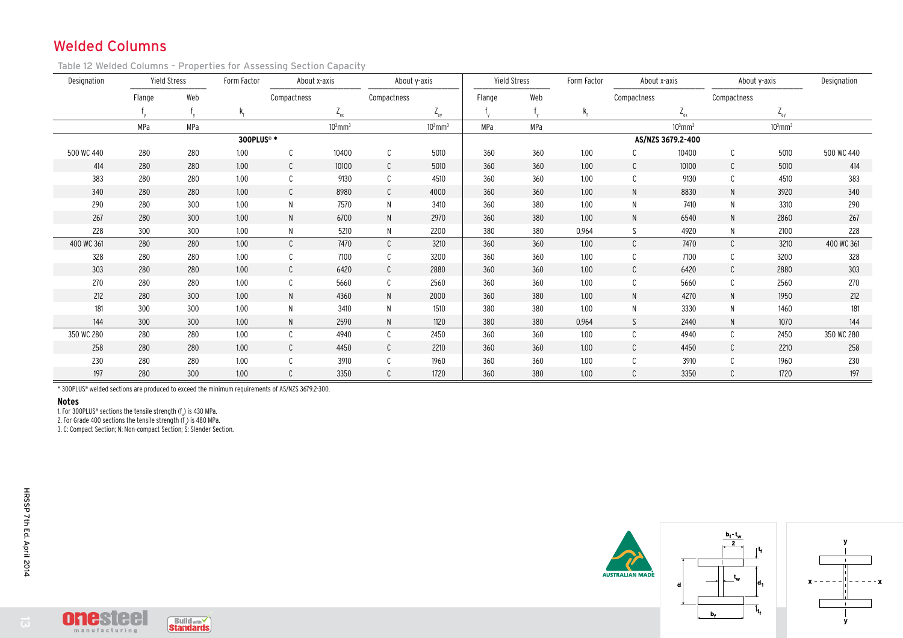# Welded Columns

Table 12 Welded Columns – Properties for Assessing Section Capacity

| Designation | Yield Stress | | Form Factor | About x-axis | | About y-axis | | Yield Stress | | Form Factor | About x-axis | | About y-axis | | Designation |
|---|---|---|---|---|---|---|---|---|---|---|---|---|---|---|---|
| | Flange | Web | | Compactness | | Compactness | | Flange | Web | | Compactness | | Compactness | | |
| | $f_y$ | $f_y$ | $k_f$ | | $Z_{ex}$ | | $Z_{ey}$ | $f_y$ | $f_y$ | $k_f$ | | $Z_{ex}$ | | $Z_{ey}$ | |
| | MPa | MPa | | | $10^3mm^3$ | | $10^3mm^3$ | MPa | MPa | | | $10^3mm^3$ | | $10^3mm^3$ | |
| | | | **300PLUS® *** | | | | | | | | **AS/NZS 3679.2-400** | | | | |
| 500 WC 440 | 280 | 280 | 1.00 | C | 10400 | C | 5010 | 360 | 360 | 1.00 | C | 10400 | C | 5010 | 500 WC 440 |
| 414 | 280 | 280 | 1.00 | C | 10100 | C | 5010 | 360 | 360 | 1.00 | C | 10100 | C | 5010 | 414 |
| 383 | 280 | 280 | 1.00 | C | 9130 | C | 4510 | 360 | 360 | 1.00 | C | 9130 | C | 4510 | 383 |
| 340 | 280 | 280 | 1.00 | C | 8980 | C | 4000 | 360 | 360 | 1.00 | N | 8830 | N | 3920 | 340 |
| 290 | 280 | 300 | 1.00 | N | 7570 | N | 3410 | 360 | 380 | 1.00 | N | 7410 | N | 3310 | 290 |
| 267 | 280 | 300 | 1.00 | N | 6700 | N | 2970 | 360 | 380 | 1.00 | N | 6540 | N | 2860 | 267 |
| 228 | 300 | 300 | 1.00 | N | 5210 | N | 2200 | 380 | 380 | 0.964 | S | 4920 | N | 2100 | 228 |
| 400 WC 361 | 280 | 280 | 1.00 | C | 7470 | C | 3210 | 360 | 360 | 1.00 | C | 7470 | C | 3210 | 400 WC 361 |
| 328 | 280 | 280 | 1.00 | C | 7100 | C | 3200 | 360 | 360 | 1.00 | C | 7100 | C | 3200 | 328 |
| 303 | 280 | 280 | 1.00 | C | 6420 | C | 2880 | 360 | 360 | 1.00 | C | 6420 | C | 2880 | 303 |
| 270 | 280 | 280 | 1.00 | C | 5660 | C | 2560 | 360 | 360 | 1.00 | C | 5660 | C | 2560 | 270 |
| 212 | 280 | 300 | 1.00 | N | 4360 | N | 2000 | 360 | 380 | 1.00 | N | 4270 | N | 1950 | 212 |
| 181 | 300 | 300 | 1.00 | N | 3410 | N | 1510 | 380 | 380 | 1.00 | N | 3330 | N | 1460 | 181 |
| 144 | 300 | 300 | 1.00 | N | 2590 | N | 1120 | 380 | 380 | 0.964 | S | 2440 | N | 1070 | 144 |
| 350 WC 280 | 280 | 280 | 1.00 | C | 4940 | C | 2450 | 360 | 360 | 1.00 | C | 4940 | C | 2450 | 350 WC 280 |
| 258 | 280 | 280 | 1.00 | C | 4450 | C | 2210 | 360 | 360 | 1.00 | C | 4450 | C | 2210 | 258 |
| 230 | 280 | 280 | 1.00 | C | 3910 | C | 1960 | 360 | 360 | 1.00 | C | 3910 | C | 1960 | 230 |
| 197 | 280 | 300 | 1.00 | C | 3350 | C | 1720 | 360 | 380 | 1.00 | C | 3350 | C | 1720 | 197 |

* 300PLUS® welded sections are produced to exceed the minimum requirements of AS/NZS 3679.2-300.

**Notes**

1. For 300PLUS® sections the tensile strength ($f_u$) is 430 MPa.
2. For Grade 400 sections the tensile strength ($f_u$) is 480 MPa.
3. C: Compact Section; N: Non-compact Section; S: Slender Section.